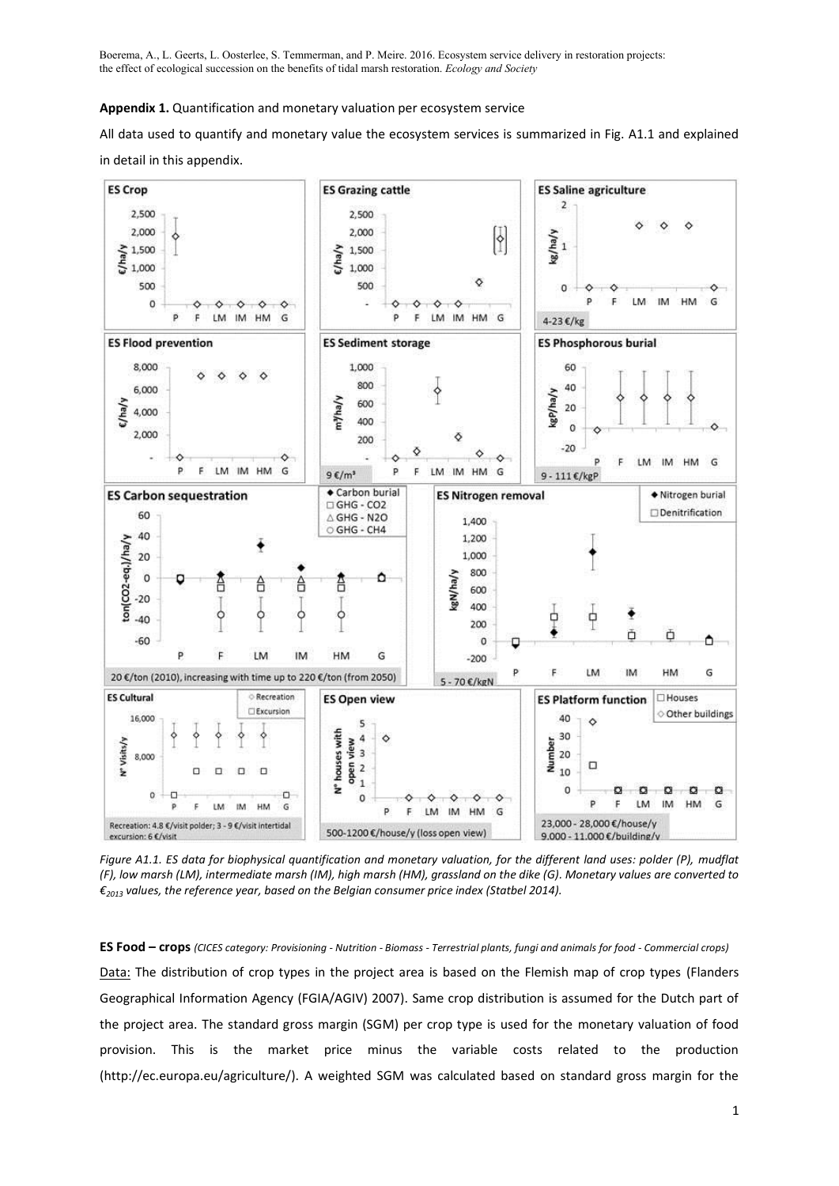**Appendix 1.** Quantification and monetary valuation per ecosystem service

All data used to quantify and monetary value the ecosystem services is summarized in Fig. A1.1 and explained in detail in this appendix.

*Figure A1.1. ES data for biophysical quantification and monetary valuation, for the different land uses: polder (P), mudflat (F), low marsh (LM), intermediate marsh (IM), high marsh (HM), grassland on the dike (G). Monetary values are converted to €$_{2013}$ values, the reference year, based on the Belgian consumer price index (Statbel 2014).*

**ES Food – crops** *(CICES category: Provisioning - Nutrition - Biomass - Terrestrial plants, fungi and animals for food - Commercial crops)*

Data: The distribution of crop types in the project area is based on the Flemish map of crop types (Flanders Geographical Information Agency (FGIA/AGIV) 2007). Same crop distribution is assumed for the Dutch part of the project area. The standard gross margin (SGM) per crop type is used for the monetary valuation of food provision. This is the market price minus the variable costs related to the production (http://ec.europa.eu/agriculture/). A weighted SGM was calculated based on standard gross margin for the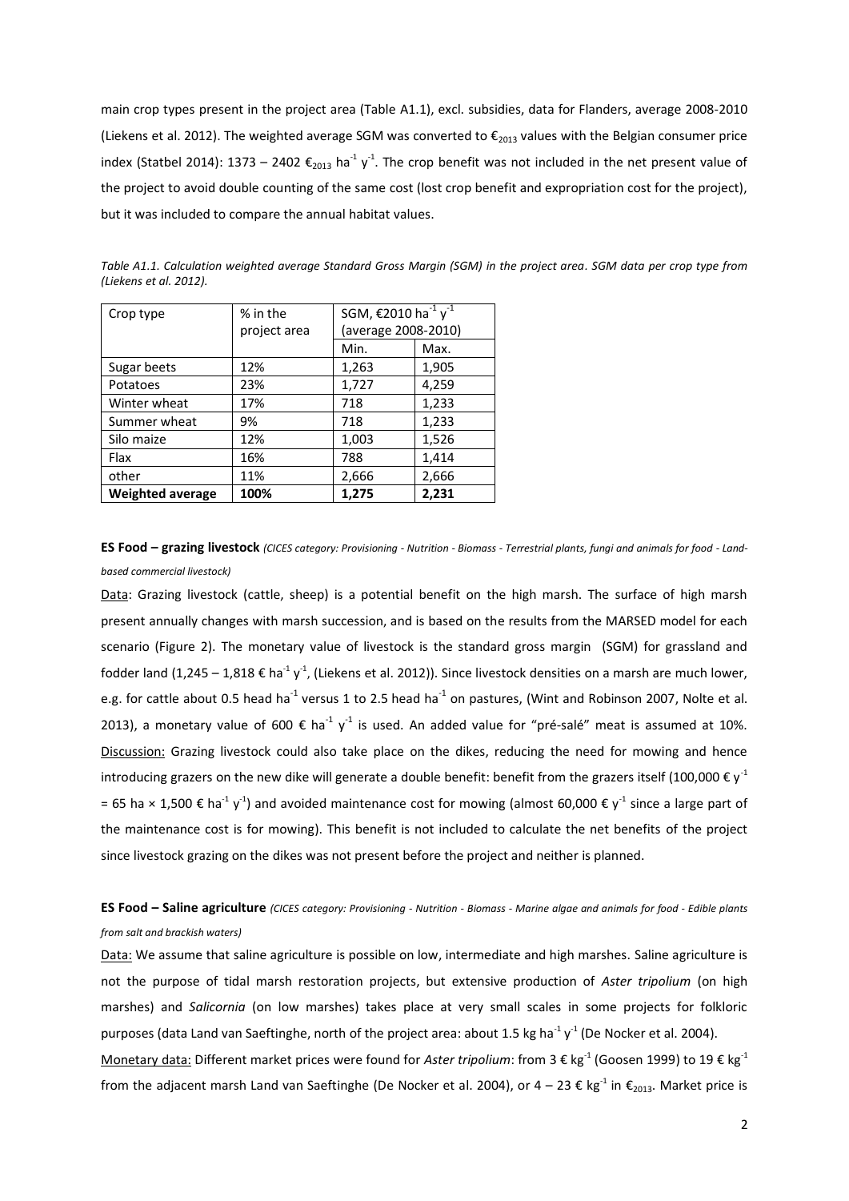main crop types present in the project area (Table A1.1), excl. subsidies, data for Flanders, average 2008-2010 (Liekens et al. 2012). The weighted average SGM was converted to €$_{2013}$ values with the Belgian consumer price index (Statbel 2014): 1373 – 2402 €$_{2013}$ ha$^{-1}$ y$^{-1}$. The crop benefit was not included in the net present value of the project to avoid double counting of the same cost (lost crop benefit and expropriation cost for the project), but it was included to compare the annual habitat values.

*Table A1.1. Calculation weighted average Standard Gross Margin (SGM) in the project area. SGM data per crop type from (Liekens et al. 2012).*

| Crop type | % in the project area | SGM, €2010 ha$^{-1}$ y$^{-1}$ (average 2008-2010) | |
|---|---|---|---|
| | | Min. | Max. |
| Sugar beets | 12% | 1,263 | 1,905 |
| Potatoes | 23% | 1,727 | 4,259 |
| Winter wheat | 17% | 718 | 1,233 |
| Summer wheat | 9% | 718 | 1,233 |
| Silo maize | 12% | 1,003 | 1,526 |
| Flax | 16% | 788 | 1,414 |
| other | 11% | 2,666 | 2,666 |
| **Weighted average** | **100%** | **1,275** | **2,231** |

**ES Food – grazing livestock** *(CICES category: Provisioning - Nutrition - Biomass - Terrestrial plants, fungi and animals for food - Land-based commercial livestock)*

Data: Grazing livestock (cattle, sheep) is a potential benefit on the high marsh. The surface of high marsh present annually changes with marsh succession, and is based on the results from the MARSED model for each scenario (Figure 2). The monetary value of livestock is the standard gross margin (SGM) for grassland and fodder land (1,245 – 1,818 € ha$^{-1}$ y$^{-1}$, (Liekens et al. 2012)). Since livestock densities on a marsh are much lower, e.g. for cattle about 0.5 head ha$^{-1}$ versus 1 to 2.5 head ha$^{-1}$ on pastures, (Wint and Robinson 2007, Nolte et al. 2013), a monetary value of 600 € ha$^{-1}$ y$^{-1}$ is used. An added value for "pré-salé" meat is assumed at 10%. Discussion: Grazing livestock could also take place on the dikes, reducing the need for mowing and hence introducing grazers on the new dike will generate a double benefit: benefit from the grazers itself (100,000 € y$^{-1}$ = 65 ha × 1,500 € ha$^{-1}$ y$^{-1}$) and avoided maintenance cost for mowing (almost 60,000 € y$^{-1}$ since a large part of the maintenance cost is for mowing). This benefit is not included to calculate the net benefits of the project since livestock grazing on the dikes was not present before the project and neither is planned.

**ES Food – Saline agriculture** *(CICES category: Provisioning - Nutrition - Biomass - Marine algae and animals for food - Edible plants from salt and brackish waters)*

Data: We assume that saline agriculture is possible on low, intermediate and high marshes. Saline agriculture is not the purpose of tidal marsh restoration projects, but extensive production of *Aster tripolium* (on high marshes) and *Salicornia* (on low marshes) takes place at very small scales in some projects for folkloric purposes (data Land van Saeftinghe, north of the project area: about 1.5 kg ha$^{-1}$ y$^{-1}$ (De Nocker et al. 2004).

Monetary data: Different market prices were found for *Aster tripolium*: from 3 € kg$^{-1}$ (Goosen 1999) to 19 € kg$^{-1}$ from the adjacent marsh Land van Saeftinghe (De Nocker et al. 2004), or 4 – 23 € kg$^{-1}$ in €$_{2013}$. Market price is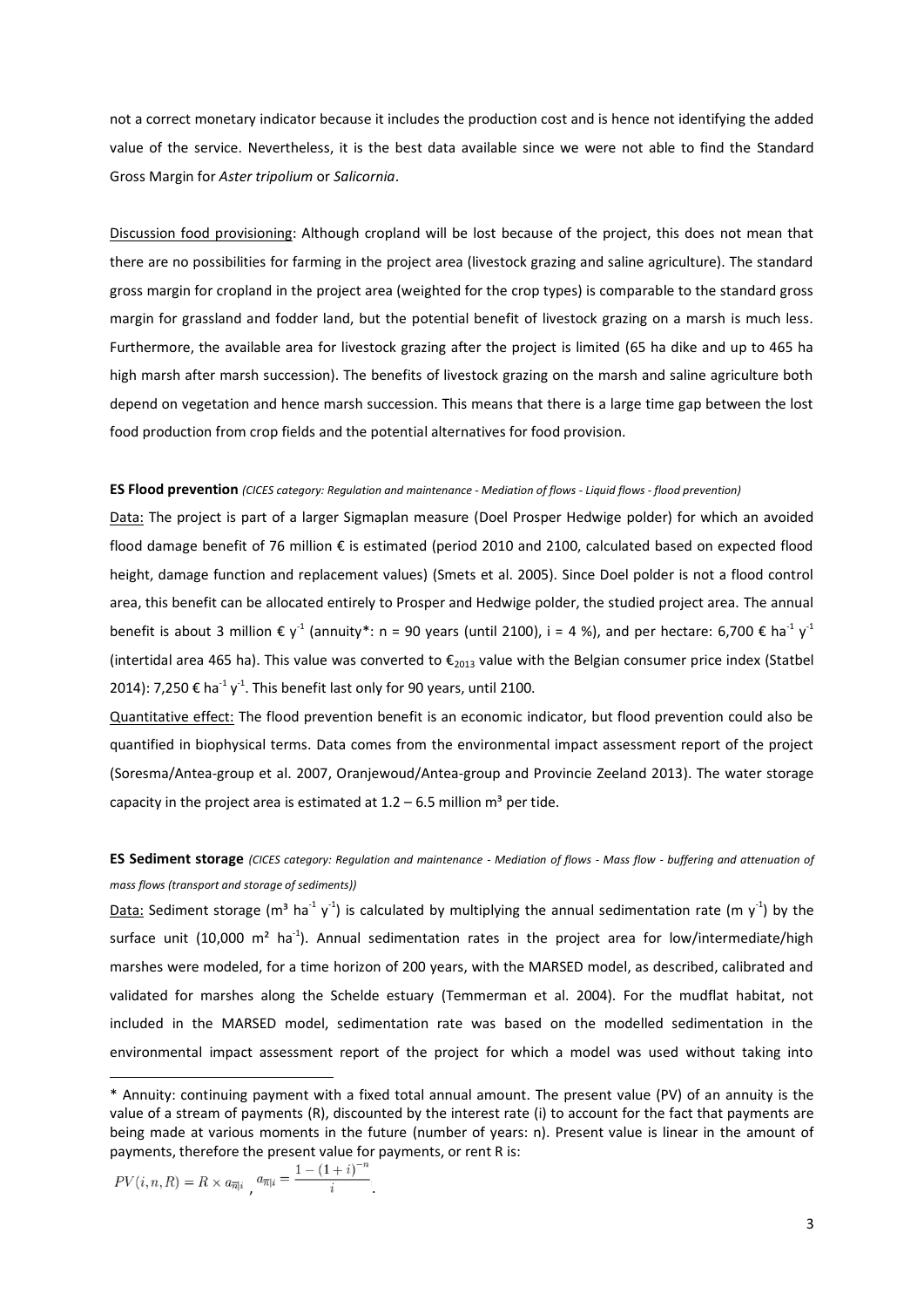not a correct monetary indicator because it includes the production cost and is hence not identifying the added value of the service. Nevertheless, it is the best data available since we were not able to find the Standard Gross Margin for *Aster tripolium* or *Salicornia*.

Discussion food provisioning: Although cropland will be lost because of the project, this does not mean that there are no possibilities for farming in the project area (livestock grazing and saline agriculture). The standard gross margin for cropland in the project area (weighted for the crop types) is comparable to the standard gross margin for grassland and fodder land, but the potential benefit of livestock grazing on a marsh is much less. Furthermore, the available area for livestock grazing after the project is limited (65 ha dike and up to 465 ha high marsh after marsh succession). The benefits of livestock grazing on the marsh and saline agriculture both depend on vegetation and hence marsh succession. This means that there is a large time gap between the lost food production from crop fields and the potential alternatives for food provision.

**ES Flood prevention** *(CICES category: Regulation and maintenance - Mediation of flows - Liquid flows - flood prevention)*

Data: The project is part of a larger Sigmaplan measure (Doel Prosper Hedwige polder) for which an avoided flood damage benefit of 76 million € is estimated (period 2010 and 2100, calculated based on expected flood height, damage function and replacement values) (Smets et al. 2005). Since Doel polder is not a flood control area, this benefit can be allocated entirely to Prosper and Hedwige polder, the studied project area. The annual benefit is about 3 million € $y^{-1}$ (annuity*: n = 90 years (until 2100), i = 4 %), and per hectare: 6,700 € $ha^{-1}$ $y^{-1}$ (intertidal area 465 ha). This value was converted to $€_{2013}$ value with the Belgian consumer price index (Statbel 2014): 7,250 € $ha^{-1}$ $y^{-1}$. This benefit last only for 90 years, until 2100.

Quantitative effect: The flood prevention benefit is an economic indicator, but flood prevention could also be quantified in biophysical terms. Data comes from the environmental impact assessment report of the project (Soresma/Antea-group et al. 2007, Oranjewoud/Antea-group and Provincie Zeeland 2013). The water storage capacity in the project area is estimated at 1.2 – 6.5 million m³ per tide.

**ES Sediment storage** *(CICES category: Regulation and maintenance - Mediation of flows - Mass flow - buffering and attenuation of mass flows (transport and storage of sediments))*

Data: Sediment storage ($m^3$ $ha^{-1}$ $y^{-1}$) is calculated by multiplying the annual sedimentation rate (m $y^{-1}$) by the surface unit (10,000 $m^2$ $ha^{-1}$). Annual sedimentation rates in the project area for low/intermediate/high marshes were modeled, for a time horizon of 200 years, with the MARSED model, as described, calibrated and validated for marshes along the Schelde estuary (Temmerman et al. 2004). For the mudflat habitat, not included in the MARSED model, sedimentation rate was based on the modelled sedimentation in the environmental impact assessment report of the project for which a model was used without taking into

---

* Annuity: continuing payment with a fixed total annual amount. The present value (PV) of an annuity is the value of a stream of payments (R), discounted by the interest rate (i) to account for the fact that payments are being made at various moments in the future (number of years: n). Present value is linear in the amount of payments, therefore the present value for payments, or rent R is:

$$PV(i,n,R) = R \times a_{\overline{n}|i}, \quad a_{\overline{n}|i} = \frac{1-(1+i)^{-n}}{i}.$$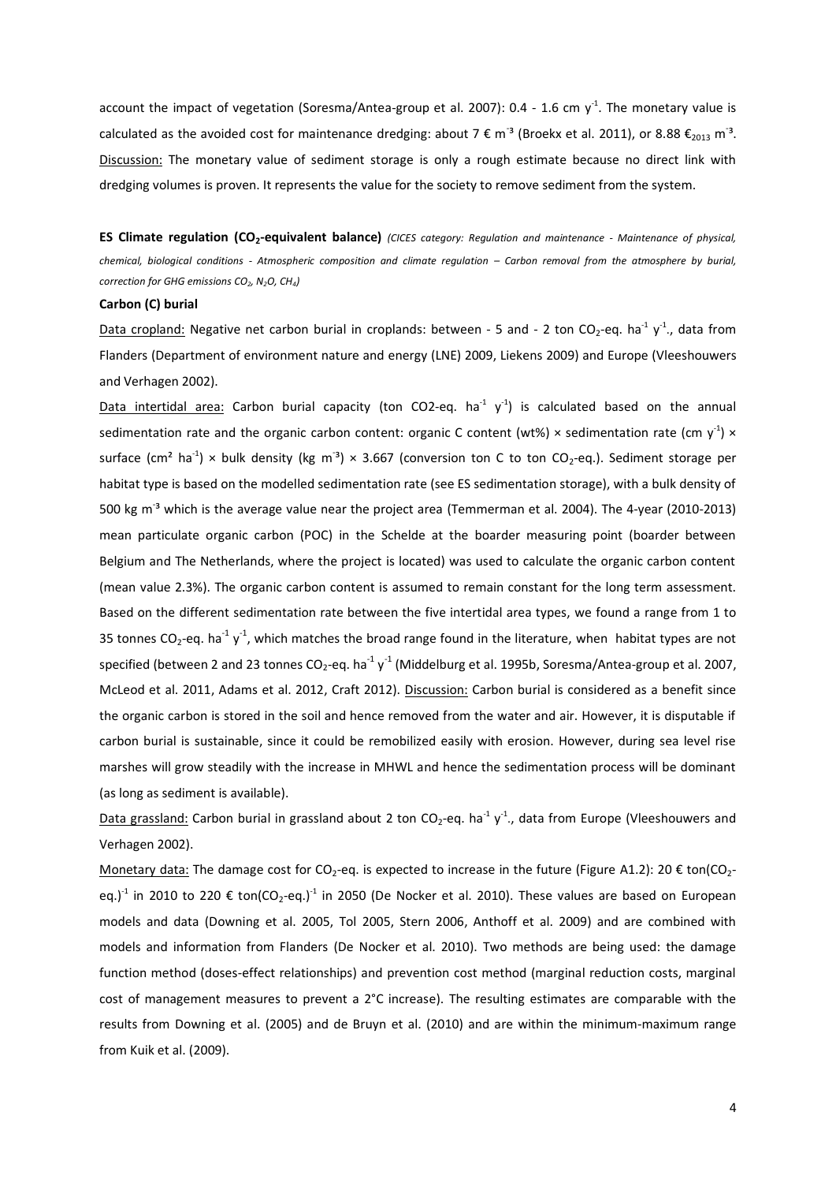account the impact of vegetation (Soresma/Antea-group et al. 2007): 0.4 - 1.6 cm $y^{-1}$. The monetary value is calculated as the avoided cost for maintenance dredging: about 7 € $m^{-3}$ (Broekx et al. 2011), or 8.88 $€_{2013}$ $m^{-3}$. Discussion: The monetary value of sediment storage is only a rough estimate because no direct link with dredging volumes is proven. It represents the value for the society to remove sediment from the system.

**ES Climate regulation ($CO_2$-equivalent balance)** *(CICES category: Regulation and maintenance - Maintenance of physical, chemical, biological conditions - Atmospheric composition and climate regulation – Carbon removal from the atmosphere by burial, correction for GHG emissions $CO_2$, $N_2O$, $CH_4$)*

**Carbon (C) burial**

Data cropland: Negative net carbon burial in croplands: between - 5 and - 2 ton $CO_2$-eq. $ha^{-1}$ $y^{-1}$., data from Flanders (Department of environment nature and energy (LNE) 2009, Liekens 2009) and Europe (Vleeshouwers and Verhagen 2002).

Data intertidal area: Carbon burial capacity (ton CO2-eq. $ha^{-1}$ $y^{-1}$) is calculated based on the annual sedimentation rate and the organic carbon content: organic C content (wt%) × sedimentation rate (cm $y^{-1}$) × surface ($cm^2$ $ha^{-1}$) × bulk density (kg $m^{-3}$) × 3.667 (conversion ton C to ton $CO_2$-eq.). Sediment storage per habitat type is based on the modelled sedimentation rate (see ES sedimentation storage), with a bulk density of 500 kg $m^{-3}$ which is the average value near the project area (Temmerman et al. 2004). The 4-year (2010-2013) mean particulate organic carbon (POC) in the Schelde at the boarder measuring point (boarder between Belgium and The Netherlands, where the project is located) was used to calculate the organic carbon content (mean value 2.3%). The organic carbon content is assumed to remain constant for the long term assessment. Based on the different sedimentation rate between the five intertidal area types, we found a range from 1 to 35 tonnes $CO_2$-eq. $ha^{-1}$ $y^{-1}$, which matches the broad range found in the literature, when habitat types are not specified (between 2 and 23 tonnes $CO_2$-eq. $ha^{-1}$ $y^{-1}$ (Middelburg et al. 1995b, Soresma/Antea-group et al. 2007, McLeod et al. 2011, Adams et al. 2012, Craft 2012). Discussion: Carbon burial is considered as a benefit since the organic carbon is stored in the soil and hence removed from the water and air. However, it is disputable if carbon burial is sustainable, since it could be remobilized easily with erosion. However, during sea level rise marshes will grow steadily with the increase in MHWL and hence the sedimentation process will be dominant (as long as sediment is available).

Data grassland: Carbon burial in grassland about 2 ton $CO_2$-eq. $ha^{-1}$ $y^{-1}$., data from Europe (Vleeshouwers and Verhagen 2002).

Monetary data: The damage cost for $CO_2$-eq. is expected to increase in the future (Figure A1.2): 20 € ton($CO_2$-eq.)$^{-1}$ in 2010 to 220 € ton($CO_2$-eq.)$^{-1}$ in 2050 (De Nocker et al. 2010). These values are based on European models and data (Downing et al. 2005, Tol 2005, Stern 2006, Anthoff et al. 2009) and are combined with models and information from Flanders (De Nocker et al. 2010). Two methods are being used: the damage function method (doses-effect relationships) and prevention cost method (marginal reduction costs, marginal cost of management measures to prevent a 2°C increase). The resulting estimates are comparable with the results from Downing et al. (2005) and de Bruyn et al. (2010) and are within the minimum-maximum range from Kuik et al. (2009).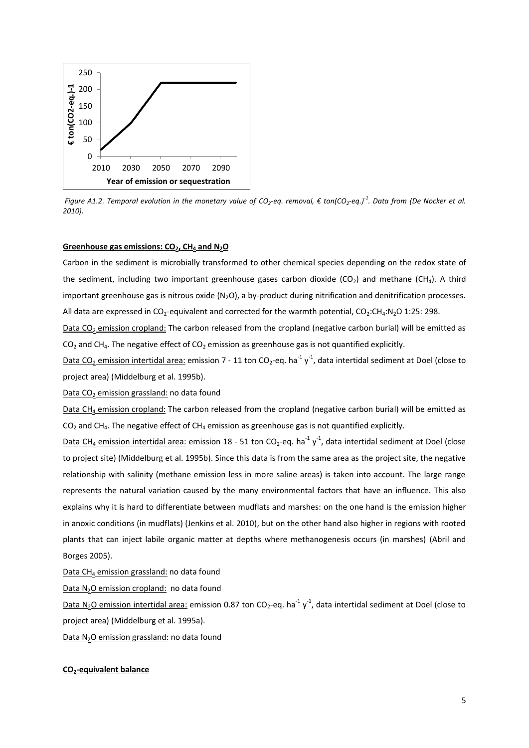*Figure A1.2. Temporal evolution in the monetary value of $CO_2$-eq. removal, € ton($CO_2$-eq.)$^{-1}$. Data from (De Nocker et al. 2010).*

**Greenhouse gas emissions: $CO_2$, $CH_4$ and $N_2O$**

Carbon in the sediment is microbially transformed to other chemical species depending on the redox state of the sediment, including two important greenhouse gases carbon dioxide ($CO_2$) and methane ($CH_4$). A third important greenhouse gas is nitrous oxide ($N_2O$), a by-product during nitrification and denitrification processes. All data are expressed in $CO_2$-equivalent and corrected for the warmth potential, $CO_2$:$CH_4$:$N_2O$ 1:25: 298.

Data $CO_2$ emission cropland: The carbon released from the cropland (negative carbon burial) will be emitted as $CO_2$ and $CH_4$. The negative effect of $CO_2$ emission as greenhouse gas is not quantified explicitly.

Data $CO_2$ emission intertidal area: emission 7 - 11 ton $CO_2$-eq. ha$^{-1}$ y$^{-1}$, data intertidal sediment at Doel (close to project area) (Middelburg et al. 1995b).

Data $CO_2$ emission grassland: no data found

Data $CH_4$ emission cropland: The carbon released from the cropland (negative carbon burial) will be emitted as $CO_2$ and $CH_4$. The negative effect of $CH_4$ emission as greenhouse gas is not quantified explicitly.

Data $CH_4$ emission intertidal area: emission 18 - 51 ton $CO_2$-eq. ha$^{-1}$ y$^{-1}$, data intertidal sediment at Doel (close to project site) (Middelburg et al. 1995b). Since this data is from the same area as the project site, the negative relationship with salinity (methane emission less in more saline areas) is taken into account. The large range represents the natural variation caused by the many environmental factors that have an influence. This also explains why it is hard to differentiate between mudflats and marshes: on the one hand is the emission higher in anoxic conditions (in mudflats) (Jenkins et al. 2010), but on the other hand also higher in regions with rooted plants that can inject labile organic matter at depths where methanogenesis occurs (in marshes) (Abril and Borges 2005).

Data $CH_4$ emission grassland: no data found

Data $N_2O$ emission cropland: no data found

Data $N_2O$ emission intertidal area: emission 0.87 ton $CO_2$-eq. ha$^{-1}$ y$^{-1}$, data intertidal sediment at Doel (close to project area) (Middelburg et al. 1995a).

Data $N_2O$ emission grassland: no data found

**$CO_2$-equivalent balance**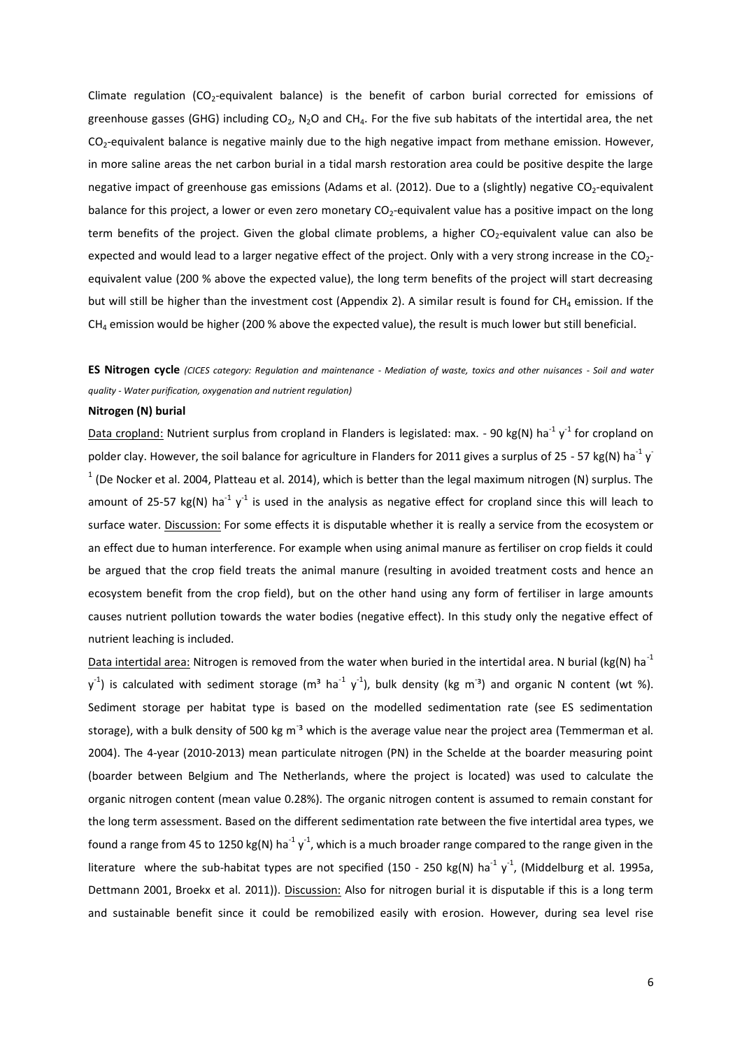Climate regulation ($CO_2$-equivalent balance) is the benefit of carbon burial corrected for emissions of greenhouse gasses (GHG) including $CO_2$, $N_2O$ and $CH_4$. For the five sub habitats of the intertidal area, the net $CO_2$-equivalent balance is negative mainly due to the high negative impact from methane emission. However, in more saline areas the net carbon burial in a tidal marsh restoration area could be positive despite the large negative impact of greenhouse gas emissions (Adams et al. (2012). Due to a (slightly) negative $CO_2$-equivalent balance for this project, a lower or even zero monetary $CO_2$-equivalent value has a positive impact on the long term benefits of the project. Given the global climate problems, a higher $CO_2$-equivalent value can also be expected and would lead to a larger negative effect of the project. Only with a very strong increase in the $CO_2$-equivalent value (200 % above the expected value), the long term benefits of the project will start decreasing but will still be higher than the investment cost (Appendix 2). A similar result is found for $CH_4$ emission. If the $CH_4$ emission would be higher (200 % above the expected value), the result is much lower but still beneficial.

**ES Nitrogen cycle** *(CICES category: Regulation and maintenance - Mediation of waste, toxics and other nuisances - Soil and water quality - Water purification, oxygenation and nutrient regulation)*

**Nitrogen (N) burial**

Data cropland: Nutrient surplus from cropland in Flanders is legislated: max. - 90 kg(N) $ha^{-1}$ $y^{-1}$ for cropland on polder clay. However, the soil balance for agriculture in Flanders for 2011 gives a surplus of 25 - 57 kg(N) $ha^{-1}$ $y^{-1}$ (De Nocker et al. 2004, Platteau et al. 2014), which is better than the legal maximum nitrogen (N) surplus. The amount of 25-57 kg(N) $ha^{-1}$ $y^{-1}$ is used in the analysis as negative effect for cropland since this will leach to surface water. Discussion: For some effects it is disputable whether it is really a service from the ecosystem or an effect due to human interference. For example when using animal manure as fertiliser on crop fields it could be argued that the crop field treats the animal manure (resulting in avoided treatment costs and hence an ecosystem benefit from the crop field), but on the other hand using any form of fertiliser in large amounts causes nutrient pollution towards the water bodies (negative effect). In this study only the negative effect of nutrient leaching is included.

Data intertidal area: Nitrogen is removed from the water when buried in the intertidal area. N burial (kg(N) $ha^{-1}$ $y^{-1}$) is calculated with sediment storage ($m^3$ $ha^{-1}$ $y^{-1}$), bulk density (kg $m^{-3}$) and organic N content (wt %). Sediment storage per habitat type is based on the modelled sedimentation rate (see ES sedimentation storage), with a bulk density of 500 kg $m^{-3}$ which is the average value near the project area (Temmerman et al. 2004). The 4-year (2010-2013) mean particulate nitrogen (PN) in the Schelde at the boarder measuring point (boarder between Belgium and The Netherlands, where the project is located) was used to calculate the organic nitrogen content (mean value 0.28%). The organic nitrogen content is assumed to remain constant for the long term assessment. Based on the different sedimentation rate between the five intertidal area types, we found a range from 45 to 1250 kg(N) $ha^{-1}$ $y^{-1}$, which is a much broader range compared to the range given in the literature where the sub-habitat types are not specified (150 - 250 kg(N) $ha^{-1}$ $y^{-1}$, (Middelburg et al. 1995a, Dettmann 2001, Broekx et al. 2011)). Discussion: Also for nitrogen burial it is disputable if this is a long term and sustainable benefit since it could be remobilized easily with erosion. However, during sea level rise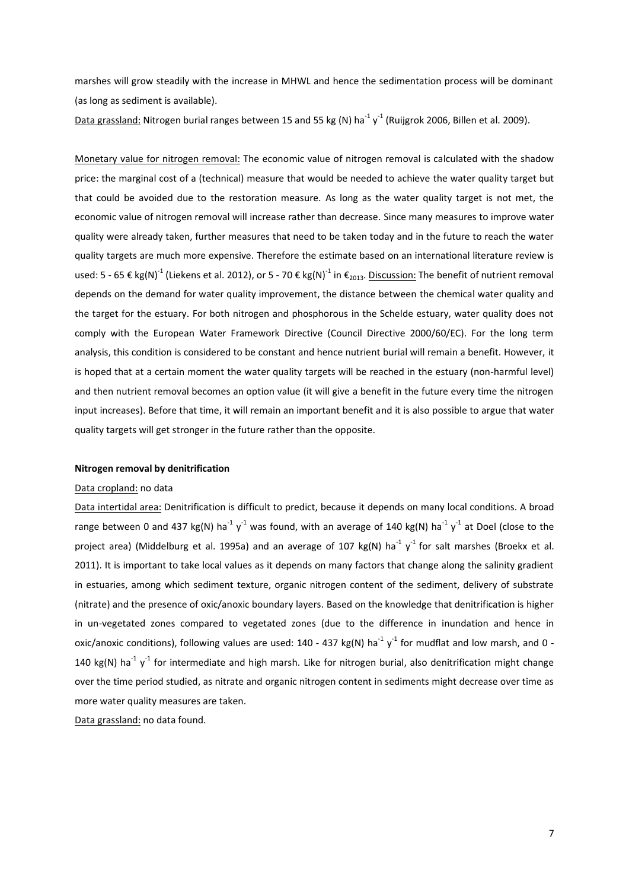marshes will grow steadily with the increase in MHWL and hence the sedimentation process will be dominant (as long as sediment is available).

Data grassland: Nitrogen burial ranges between 15 and 55 kg (N) $ha^{-1}$ $y^{-1}$ (Ruijgrok 2006, Billen et al. 2009).

Monetary value for nitrogen removal: The economic value of nitrogen removal is calculated with the shadow price: the marginal cost of a (technical) measure that would be needed to achieve the water quality target but that could be avoided due to the restoration measure. As long as the water quality target is not met, the economic value of nitrogen removal will increase rather than decrease. Since many measures to improve water quality were already taken, further measures that need to be taken today and in the future to reach the water quality targets are much more expensive. Therefore the estimate based on an international literature review is used: 5 - 65 € $kg(N)^{-1}$ (Liekens et al. 2012), or 5 - 70 € $kg(N)^{-1}$ in $€_{2013}$. Discussion: The benefit of nutrient removal depends on the demand for water quality improvement, the distance between the chemical water quality and the target for the estuary. For both nitrogen and phosphorous in the Schelde estuary, water quality does not comply with the European Water Framework Directive (Council Directive 2000/60/EC). For the long term analysis, this condition is considered to be constant and hence nutrient burial will remain a benefit. However, it is hoped that at a certain moment the water quality targets will be reached in the estuary (non-harmful level) and then nutrient removal becomes an option value (it will give a benefit in the future every time the nitrogen input increases). Before that time, it will remain an important benefit and it is also possible to argue that water quality targets will get stronger in the future rather than the opposite.

**Nitrogen removal by denitrification**

Data cropland: no data

Data intertidal area: Denitrification is difficult to predict, because it depends on many local conditions. A broad range between 0 and 437 kg(N) $ha^{-1}$ $y^{-1}$ was found, with an average of 140 kg(N) $ha^{-1}$ $y^{-1}$ at Doel (close to the project area) (Middelburg et al. 1995a) and an average of 107 kg(N) $ha^{-1}$ $y^{-1}$ for salt marshes (Broekx et al. 2011). It is important to take local values as it depends on many factors that change along the salinity gradient in estuaries, among which sediment texture, organic nitrogen content of the sediment, delivery of substrate (nitrate) and the presence of oxic/anoxic boundary layers. Based on the knowledge that denitrification is higher in un-vegetated zones compared to vegetated zones (due to the difference in inundation and hence in oxic/anoxic conditions), following values are used: 140 - 437 kg(N) $ha^{-1}$ $y^{-1}$ for mudflat and low marsh, and 0 - 140 kg(N) $ha^{-1}$ $y^{-1}$ for intermediate and high marsh. Like for nitrogen burial, also denitrification might change over the time period studied, as nitrate and organic nitrogen content in sediments might decrease over time as more water quality measures are taken.

Data grassland: no data found.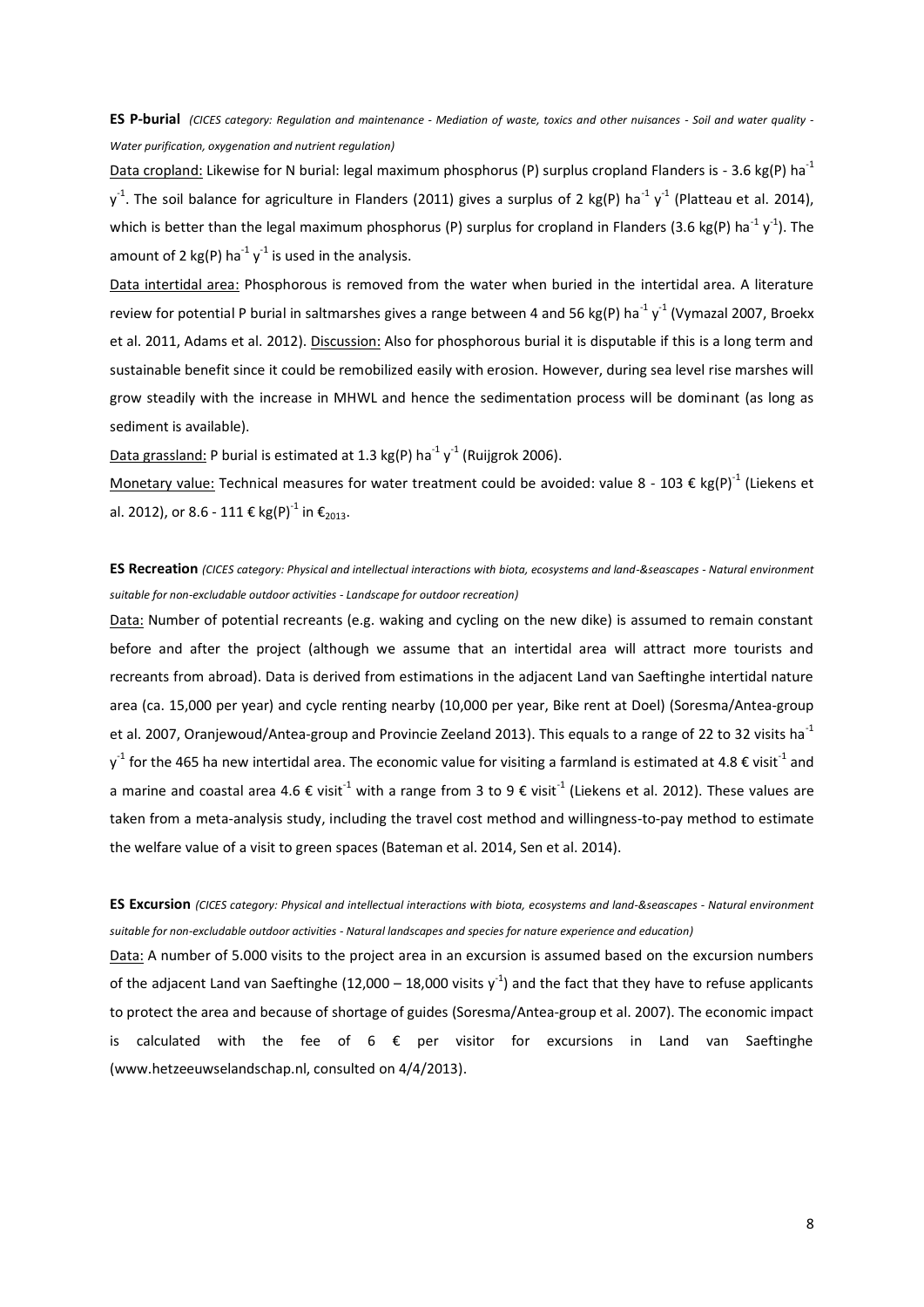**ES P-burial** *(CICES category: Regulation and maintenance - Mediation of waste, toxics and other nuisances - Soil and water quality - Water purification, oxygenation and nutrient regulation)*

Data cropland: Likewise for N burial: legal maximum phosphorus (P) surplus cropland Flanders is - 3.6 kg(P) $ha^{-1}$ $y^{-1}$. The soil balance for agriculture in Flanders (2011) gives a surplus of 2 kg(P) $ha^{-1}$ $y^{-1}$ (Platteau et al. 2014), which is better than the legal maximum phosphorus (P) surplus for cropland in Flanders (3.6 kg(P) $ha^{-1}$ $y^{-1}$). The amount of 2 kg(P) $ha^{-1}$ $y^{-1}$ is used in the analysis.

Data intertidal area: Phosphorous is removed from the water when buried in the intertidal area. A literature review for potential P burial in saltmarshes gives a range between 4 and 56 kg(P) $ha^{-1}$ $y^{-1}$ (Vymazal 2007, Broekx et al. 2011, Adams et al. 2012). Discussion: Also for phosphorous burial it is disputable if this is a long term and sustainable benefit since it could be remobilized easily with erosion. However, during sea level rise marshes will grow steadily with the increase in MHWL and hence the sedimentation process will be dominant (as long as sediment is available).

Data grassland: P burial is estimated at 1.3 kg(P) $ha^{-1}$ $y^{-1}$ (Ruijgrok 2006).

Monetary value: Technical measures for water treatment could be avoided: value 8 - 103 € $kg(P)^{-1}$ (Liekens et al. 2012), or 8.6 - 111 € $kg(P)^{-1}$ in $€_{2013}$.

**ES Recreation** *(CICES category: Physical and intellectual interactions with biota, ecosystems and land-&seascapes - Natural environment suitable for non-excludable outdoor activities - Landscape for outdoor recreation)*

Data: Number of potential recreants (e.g. waking and cycling on the new dike) is assumed to remain constant before and after the project (although we assume that an intertidal area will attract more tourists and recreants from abroad). Data is derived from estimations in the adjacent Land van Saeftinghe intertidal nature area (ca. 15,000 per year) and cycle renting nearby (10,000 per year, Bike rent at Doel) (Soresma/Antea-group et al. 2007, Oranjewoud/Antea-group and Provincie Zeeland 2013). This equals to a range of 22 to 32 visits $ha^{-1}$ $y^{-1}$ for the 465 ha new intertidal area. The economic value for visiting a farmland is estimated at 4.8 € $visit^{-1}$ and a marine and coastal area 4.6 € $visit^{-1}$ with a range from 3 to 9 € $visit^{-1}$ (Liekens et al. 2012). These values are taken from a meta-analysis study, including the travel cost method and willingness-to-pay method to estimate the welfare value of a visit to green spaces (Bateman et al. 2014, Sen et al. 2014).

**ES Excursion** *(CICES category: Physical and intellectual interactions with biota, ecosystems and land-&seascapes - Natural environment suitable for non-excludable outdoor activities - Natural landscapes and species for nature experience and education)*

Data: A number of 5.000 visits to the project area in an excursion is assumed based on the excursion numbers of the adjacent Land van Saeftinghe (12,000 – 18,000 visits $y^{-1}$) and the fact that they have to refuse applicants to protect the area and because of shortage of guides (Soresma/Antea-group et al. 2007). The economic impact is calculated with the fee of 6 € per visitor for excursions in Land van Saeftinghe (www.hetzeeuwselandschap.nl, consulted on 4/4/2013).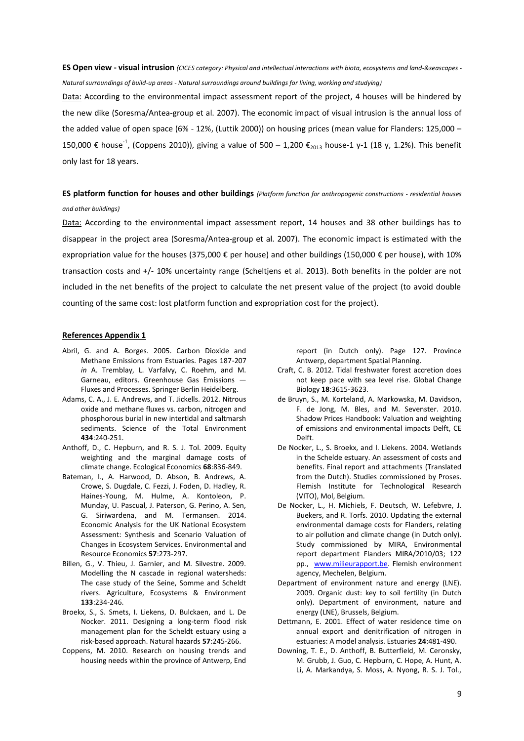**ES Open view - visual intrusion** *(CICES category: Physical and intellectual interactions with biota, ecosystems and land-&seascapes - Natural surroundings of build-up areas - Natural surroundings around buildings for living, working and studying)*

Data: According to the environmental impact assessment report of the project, 4 houses will be hindered by the new dike (Soresma/Antea-group et al. 2007). The economic impact of visual intrusion is the annual loss of the added value of open space (6% - 12%, (Luttik 2000)) on housing prices (mean value for Flanders: 125,000 – 150,000 € house$^{-1}$, (Coppens 2010)), giving a value of 500 – 1,200 €$_{2013}$ house-1 y-1 (18 y, 1.2%). This benefit only last for 18 years.

**ES platform function for houses and other buildings** *(Platform function for anthropogenic constructions - residential houses and other buildings)*

Data: According to the environmental impact assessment report, 14 houses and 38 other buildings has to disappear in the project area (Soresma/Antea-group et al. 2007). The economic impact is estimated with the expropriation value for the houses (375,000 € per house) and other buildings (150,000 € per house), with 10% transaction costs and +/- 10% uncertainty range (Scheltjens et al. 2013). Both benefits in the polder are not included in the net benefits of the project to calculate the net present value of the project (to avoid double counting of the same cost: lost platform function and expropriation cost for the project).

**References Appendix 1**

Abril, G. and A. Borges. 2005. Carbon Dioxide and Methane Emissions from Estuaries. Pages 187-207 *in* A. Tremblay, L. Varfalvy, C. Roehm, and M. Garneau, editors. Greenhouse Gas Emissions — Fluxes and Processes. Springer Berlin Heidelberg.

Adams, C. A., J. E. Andrews, and T. Jickells. 2012. Nitrous oxide and methane fluxes vs. carbon, nitrogen and phosphorous burial in new intertidal and saltmarsh sediments. Science of the Total Environment **434**:240-251.

Anthoff, D., C. Hepburn, and R. S. J. Tol. 2009. Equity weighting and the marginal damage costs of climate change. Ecological Economics **68**:836-849.

Bateman, I., A. Harwood, D. Abson, B. Andrews, A. Crowe, S. Dugdale, C. Fezzi, J. Foden, D. Hadley, R. Haines-Young, M. Hulme, A. Kontoleon, P. Munday, U. Pascual, J. Paterson, G. Perino, A. Sen, G. Siriwardena, and M. Termansen. 2014. Economic Analysis for the UK National Ecosystem Assessment: Synthesis and Scenario Valuation of Changes in Ecosystem Services. Environmental and Resource Economics **57**:273-297.

Billen, G., V. Thieu, J. Garnier, and M. Silvestre. 2009. Modelling the N cascade in regional watersheds: The case study of the Seine, Somme and Scheldt rivers. Agriculture, Ecosystems & Environment **133**:234-246.

Broekx, S., S. Smets, I. Liekens, D. Bulckaen, and L. De Nocker. 2011. Designing a long-term flood risk management plan for the Scheldt estuary using a risk-based approach. Natural hazards **57**:245-266.

Coppens, M. 2010. Research on housing trends and housing needs within the province of Antwerp, End report (in Dutch only). Page 127. Province Antwerp, department Spatial Planning.

Craft, C. B. 2012. Tidal freshwater forest accretion does not keep pace with sea level rise. Global Change Biology **18**:3615-3623.

de Bruyn, S., M. Korteland, A. Markowska, M. Davidson, F. de Jong, M. Bles, and M. Sevenster. 2010. Shadow Prices Handbook: Valuation and weighting of emissions and environmental impacts Delft, CE Delft.

De Nocker, L., S. Broekx, and I. Liekens. 2004. Wetlands in the Schelde estuary. An assessment of costs and benefits. Final report and attachments (Translated from the Dutch). Studies commissioned by Proses. Flemish Institute for Technological Research (VITO), Mol, Belgium.

De Nocker, L., H. Michiels, F. Deutsch, W. Lefebvre, J. Buekers, and R. Torfs. 2010. Updating the external environmental damage costs for Flanders, relating to air pollution and climate change (in Dutch only). Study commissioned by MIRA, Environmental report department Flanders MIRA/2010/03; 122 pp., www.milieurapport.be. Flemish environment agency, Mechelen, Belgium.

Department of environment nature and energy (LNE). 2009. Organic dust: key to soil fertility (in Dutch only). Department of environment, nature and energy (LNE), Brussels, Belgium.

Dettmann, E. 2001. Effect of water residence time on annual export and denitrification of nitrogen in estuaries: A model analysis. Estuaries **24**:481-490.

Downing, T. E., D. Anthoff, B. Butterfield, M. Ceronsky, M. Grubb, J. Guo, C. Hepburn, C. Hope, A. Hunt, A. Li, A. Markandya, S. Moss, A. Nyong, R. S. J. Tol.,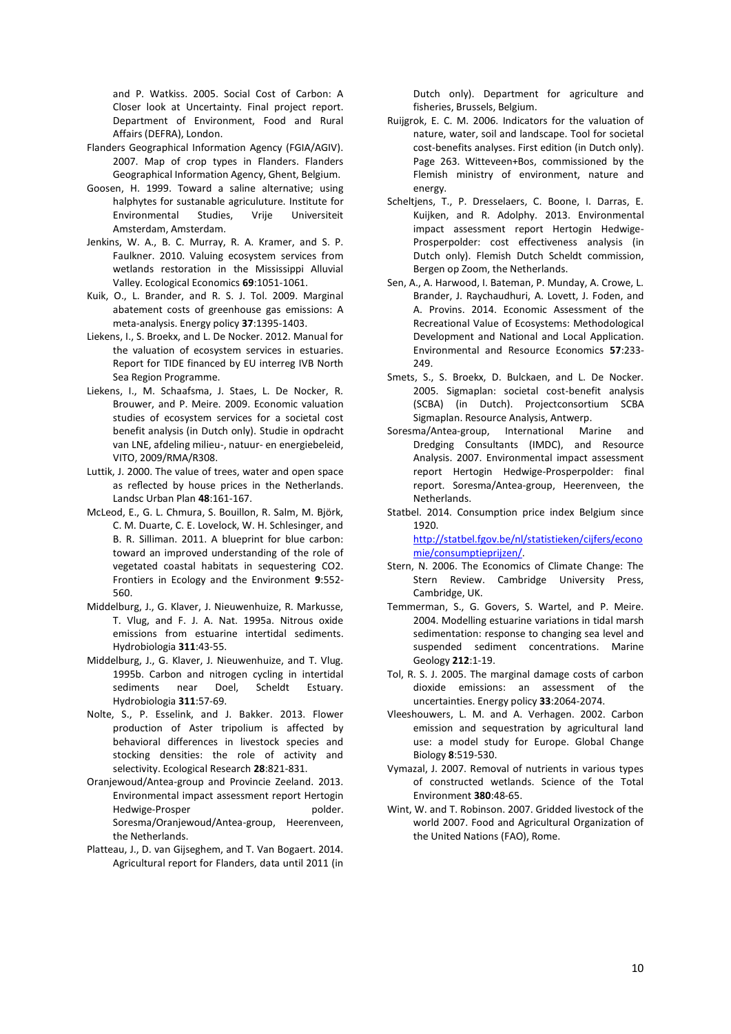and P. Watkiss. 2005. Social Cost of Carbon: A Closer look at Uncertainty. Final project report. Department of Environment, Food and Rural Affairs (DEFRA), London.

Flanders Geographical Information Agency (FGIA/AGIV). 2007. Map of crop types in Flanders. Flanders Geographical Information Agency, Ghent, Belgium.

Goosen, H. 1999. Toward a saline alternative; using halphytes for sustanable agriculuture. Institute for Environmental Studies, Vrije Universiteit Amsterdam, Amsterdam.

Jenkins, W. A., B. C. Murray, R. A. Kramer, and S. P. Faulkner. 2010. Valuing ecosystem services from wetlands restoration in the Mississippi Alluvial Valley. Ecological Economics **69**:1051-1061.

Kuik, O., L. Brander, and R. S. J. Tol. 2009. Marginal abatement costs of greenhouse gas emissions: A meta-analysis. Energy policy **37**:1395-1403.

Liekens, I., S. Broekx, and L. De Nocker. 2012. Manual for the valuation of ecosystem services in estuaries. Report for TIDE financed by EU interreg IVB North Sea Region Programme.

Liekens, I., M. Schaafsma, J. Staes, L. De Nocker, R. Brouwer, and P. Meire. 2009. Economic valuation studies of ecosystem services for a societal cost benefit analysis (in Dutch only). Studie in opdracht van LNE, afdeling milieu-, natuur- en energiebeleid, VITO, 2009/RMA/R308.

Luttik, J. 2000. The value of trees, water and open space as reflected by house prices in the Netherlands. Landsc Urban Plan **48**:161-167.

McLeod, E., G. L. Chmura, S. Bouillon, R. Salm, M. Björk, C. M. Duarte, C. E. Lovelock, W. H. Schlesinger, and B. R. Silliman. 2011. A blueprint for blue carbon: toward an improved understanding of the role of vegetated coastal habitats in sequestering CO2. Frontiers in Ecology and the Environment **9**:552-560.

Middelburg, J., G. Klaver, J. Nieuwenhuize, R. Markusse, T. Vlug, and F. J. A. Nat. 1995a. Nitrous oxide emissions from estuarine intertidal sediments. Hydrobiologia **311**:43-55.

Middelburg, J., G. Klaver, J. Nieuwenhuize, and T. Vlug. 1995b. Carbon and nitrogen cycling in intertidal sediments near Doel, Scheldt Estuary. Hydrobiologia **311**:57-69.

Nolte, S., P. Esselink, and J. Bakker. 2013. Flower production of Aster tripolium is affected by behavioral differences in livestock species and stocking densities: the role of activity and selectivity. Ecological Research **28**:821-831.

Oranjewoud/Antea-group and Provincie Zeeland. 2013. Environmental impact assessment report Hertogin Hedwige-Prosper polder. Soresma/Oranjewoud/Antea-group, Heerenveen, the Netherlands.

Platteau, J., D. van Gijseghem, and T. Van Bogaert. 2014. Agricultural report for Flanders, data until 2011 (in Dutch only). Department for agriculture and fisheries, Brussels, Belgium.

Ruijgrok, E. C. M. 2006. Indicators for the valuation of nature, water, soil and landscape. Tool for societal cost-benefits analyses. First edition (in Dutch only). Page 263. Witteveen+Bos, commissioned by the Flemish ministry of environment, nature and energy.

Scheltjens, T., P. Dresselaers, C. Boone, I. Darras, E. Kuijken, and R. Adolphy. 2013. Environmental impact assessment report Hertogin Hedwige-Prosperpolder: cost effectiveness analysis (in Dutch only). Flemish Dutch Scheldt commission, Bergen op Zoom, the Netherlands.

Sen, A., A. Harwood, I. Bateman, P. Munday, A. Crowe, L. Brander, J. Raychaudhuri, A. Lovett, J. Foden, and A. Provins. 2014. Economic Assessment of the Recreational Value of Ecosystems: Methodological Development and National and Local Application. Environmental and Resource Economics **57**:233-249.

Smets, S., S. Broekx, D. Bulckaen, and L. De Nocker. 2005. Sigmaplan: societal cost-benefit analysis (SCBA) (in Dutch). Projectconsortium SCBA Sigmaplan. Resource Analysis, Antwerp.

Soresma/Antea-group, International Marine and Dredging Consultants (IMDC), and Resource Analysis. 2007. Environmental impact assessment report Hertogin Hedwige-Prosperpolder: final report. Soresma/Antea-group, Heerenveen, the Netherlands.

Statbel. 2014. Consumption price index Belgium since 1920. http://statbel.fgov.be/nl/statistieken/cijfers/economie/consumptieprijzen/.

Stern, N. 2006. The Economics of Climate Change: The Stern Review. Cambridge University Press, Cambridge, UK.

Temmerman, S., G. Govers, S. Wartel, and P. Meire. 2004. Modelling estuarine variations in tidal marsh sedimentation: response to changing sea level and suspended sediment concentrations. Marine Geology **212**:1-19.

Tol, R. S. J. 2005. The marginal damage costs of carbon dioxide emissions: an assessment of the uncertainties. Energy policy **33**:2064-2074.

Vleeshouwers, L. M. and A. Verhagen. 2002. Carbon emission and sequestration by agricultural land use: a model study for Europe. Global Change Biology **8**:519-530.

Vymazal, J. 2007. Removal of nutrients in various types of constructed wetlands. Science of the Total Environment **380**:48-65.

Wint, W. and T. Robinson. 2007. Gridded livestock of the world 2007. Food and Agricultural Organization of the United Nations (FAO), Rome.